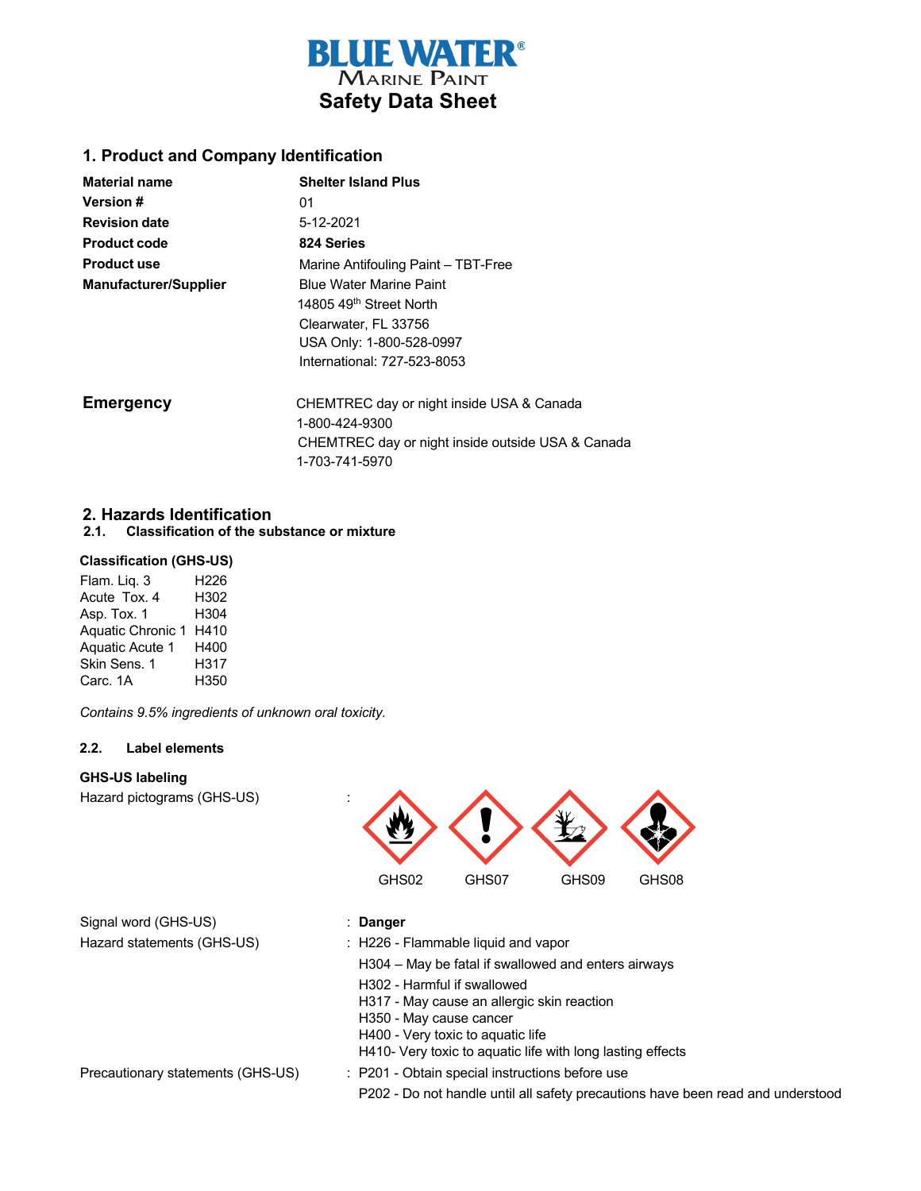# BLUE WATER® Marine Paint

# Safety Data Sheet

## 1. Product and Company Identification

| | |
|---|---|
| **Material name** | **Shelter Island Plus** |
| **Version #** | 01 |
| **Revision date** | 5-12-2021 |
| **Product code** | **824 Series** |
| **Product use** | Marine Antifouling Paint – TBT-Free |
| **Manufacturer/Supplier** | Blue Water Marine Paint<br>14805 49th Street North<br>Clearwater, FL 33756<br>USA Only: 1-800-528-0997<br>International: 727-523-8053 |

**Emergency**

CHEMTREC day or night inside USA & Canada
1-800-424-9300
CHEMTREC day or night inside outside USA & Canada
1-703-741-5970

## 2. Hazards Identification

### 2.1. Classification of the substance or mixture

**Classification (GHS-US)**

| | |
|---|---|
| Flam. Liq. 3 | H226 |
| Acute Tox. 4 | H302 |
| Asp. Tox. 1 | H304 |
| Aquatic Chronic 1 | H410 |
| Aquatic Acute 1 | H400 |
| Skin Sens. 1 | H317 |
| Carc. 1A | H350 |

*Contains 9.5% ingredients of unknown oral toxicity.*

### 2.2. Label elements

**GHS-US labeling**

Hazard pictograms (GHS-US) : GHS02 GHS07 GHS09 GHS08

Signal word (GHS-US) : **Danger**

Hazard statements (GHS-US) : H226 - Flammable liquid and vapor
H304 – May be fatal if swallowed and enters airways
H302 - Harmful if swallowed
H317 - May cause an allergic skin reaction
H350 - May cause cancer
H400 - Very toxic to aquatic life
H410- Very toxic to aquatic life with long lasting effects

Precautionary statements (GHS-US) : P201 - Obtain special instructions before use
P202 - Do not handle until all safety precautions have been read and understood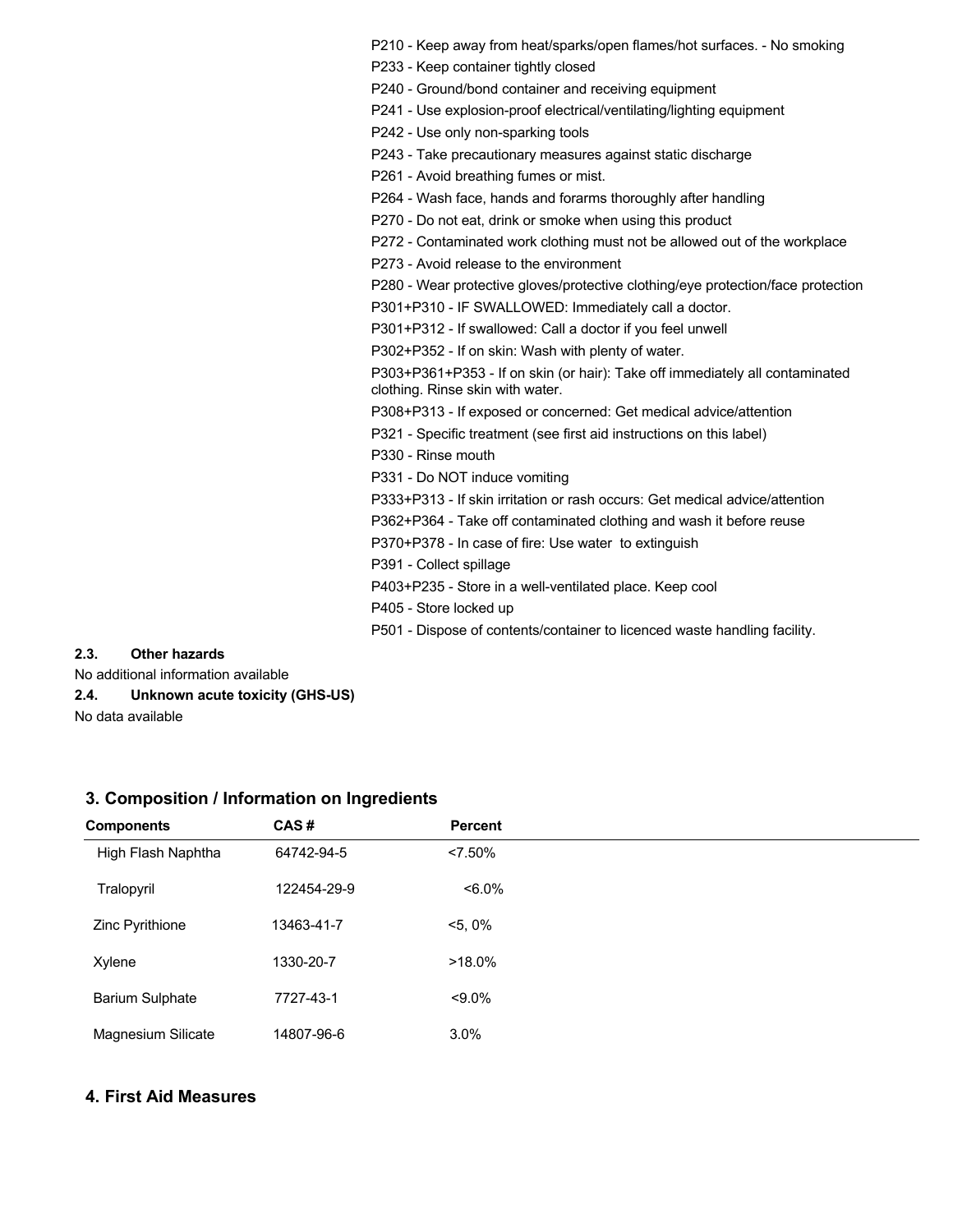P210 - Keep away from heat/sparks/open flames/hot surfaces. - No smoking

P233 - Keep container tightly closed

P240 - Ground/bond container and receiving equipment

P241 - Use explosion-proof electrical/ventilating/lighting equipment

P242 - Use only non-sparking tools

P243 - Take precautionary measures against static discharge

P261 - Avoid breathing fumes or mist.

P264 - Wash face, hands and forarms thoroughly after handling

P270 - Do not eat, drink or smoke when using this product

P272 - Contaminated work clothing must not be allowed out of the workplace

P273 - Avoid release to the environment

P280 - Wear protective gloves/protective clothing/eye protection/face protection

P301+P310 - IF SWALLOWED: Immediately call a doctor.

P301+P312 - If swallowed: Call a doctor if you feel unwell

P302+P352 - If on skin: Wash with plenty of water.

P303+P361+P353 - If on skin (or hair): Take off immediately all contaminated clothing. Rinse skin with water.

P308+P313 - If exposed or concerned: Get medical advice/attention

P321 - Specific treatment (see first aid instructions on this label)

P330 - Rinse mouth

P331 - Do NOT induce vomiting

P333+P313 - If skin irritation or rash occurs: Get medical advice/attention

P362+P364 - Take off contaminated clothing and wash it before reuse

P370+P378 - In case of fire: Use water to extinguish

P391 - Collect spillage

P403+P235 - Store in a well-ventilated place. Keep cool

P405 - Store locked up

P501 - Dispose of contents/container to licenced waste handling facility.

**2.3. Other hazards**

No additional information available

**2.4. Unknown acute toxicity (GHS-US)**

No data available

## 3. Composition / Information on Ingredients

| Components | CAS # | Percent |
|---|---|---|
| High Flash Naphtha | 64742-94-5 | <7.50% |
| Tralopyril | 122454-29-9 | <6.0% |
| Zinc Pyrithione | 13463-41-7 | <5, 0% |
| Xylene | 1330-20-7 | >18.0% |
| Barium Sulphate | 7727-43-1 | <9.0% |
| Magnesium Silicate | 14807-96-6 | 3.0% |

## 4. First Aid Measures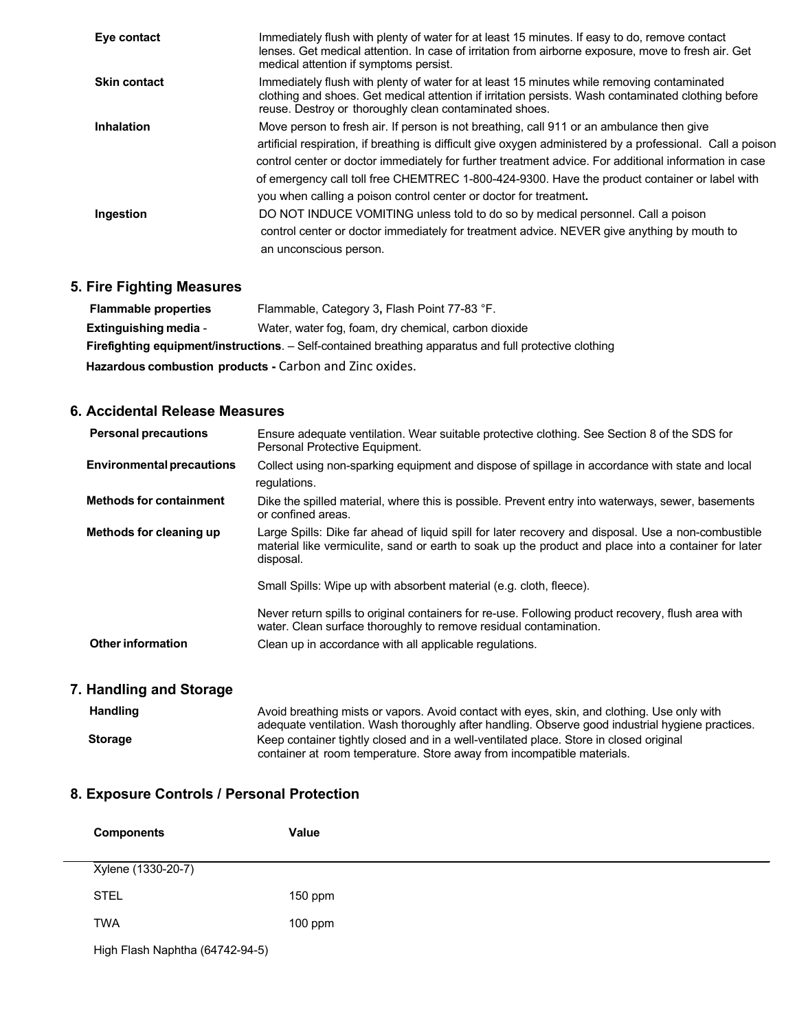| | |
|---|---|
| **Eye contact** | Immediately flush with plenty of water for at least 15 minutes. If easy to do, remove contact lenses. Get medical attention. In case of irritation from airborne exposure, move to fresh air. Get medical attention if symptoms persist. |
| **Skin contact** | Immediately flush with plenty of water for at least 15 minutes while removing contaminated clothing and shoes. Get medical attention if irritation persists. Wash contaminated clothing before reuse. Destroy or thoroughly clean contaminated shoes. |
| **Inhalation** | Move person to fresh air. If person is not breathing, call 911 or an ambulance then give artificial respiration, if breathing is difficult give oxygen administered by a professional. Call a poison control center or doctor immediately for further treatment advice. For additional information in case of emergency call toll free CHEMTREC 1-800-424-9300. Have the product container or label with you when calling a poison control center or doctor for treatment**.** |
| **Ingestion** | DO NOT INDUCE VOMITING unless told to do so by medical personnel. Call a poison control center or doctor immediately for treatment advice. NEVER give anything by mouth to an unconscious person. |

## 5. Fire Fighting Measures

**Flammable properties** Flammable, Category 3**,** Flash Point 77-83 °F.

**Extinguishing media** - Water, water fog, foam, dry chemical, carbon dioxide

**Firefighting equipment/instructions**. – Self-contained breathing apparatus and full protective clothing

**Hazardous combustion products -** Carbon and Zinc oxides.

## 6. Accidental Release Measures

| | |
|---|---|
| **Personal precautions** | Ensure adequate ventilation. Wear suitable protective clothing. See Section 8 of the SDS for Personal Protective Equipment. |
| **Environmental precautions** | Collect using non-sparking equipment and dispose of spillage in accordance with state and local regulations. |
| **Methods for containment** | Dike the spilled material, where this is possible. Prevent entry into waterways, sewer, basements or confined areas. |
| **Methods for cleaning up** | Large Spills: Dike far ahead of liquid spill for later recovery and disposal. Use a non-combustible material like vermiculite, sand or earth to soak up the product and place into a container for later disposal.<br><br>Small Spills: Wipe up with absorbent material (e.g. cloth, fleece).<br><br>Never return spills to original containers for re-use. Following product recovery, flush area with water. Clean surface thoroughly to remove residual contamination. |
| **Other information** | Clean up in accordance with all applicable regulations. |

## 7. Handling and Storage

| | |
|---|---|
| **Handling** | Avoid breathing mists or vapors. Avoid contact with eyes, skin, and clothing. Use only with adequate ventilation. Wash thoroughly after handling. Observe good industrial hygiene practices. |
| **Storage** | Keep container tightly closed and in a well-ventilated place. Store in closed original container at room temperature. Store away from incompatible materials. |

## 8. Exposure Controls / Personal Protection

| Components | Value |
|---|---|
| Xylene (1330-20-7) | |
| STEL | 150 ppm |
| TWA | 100 ppm |
| High Flash Naphtha (64742-94-5) | |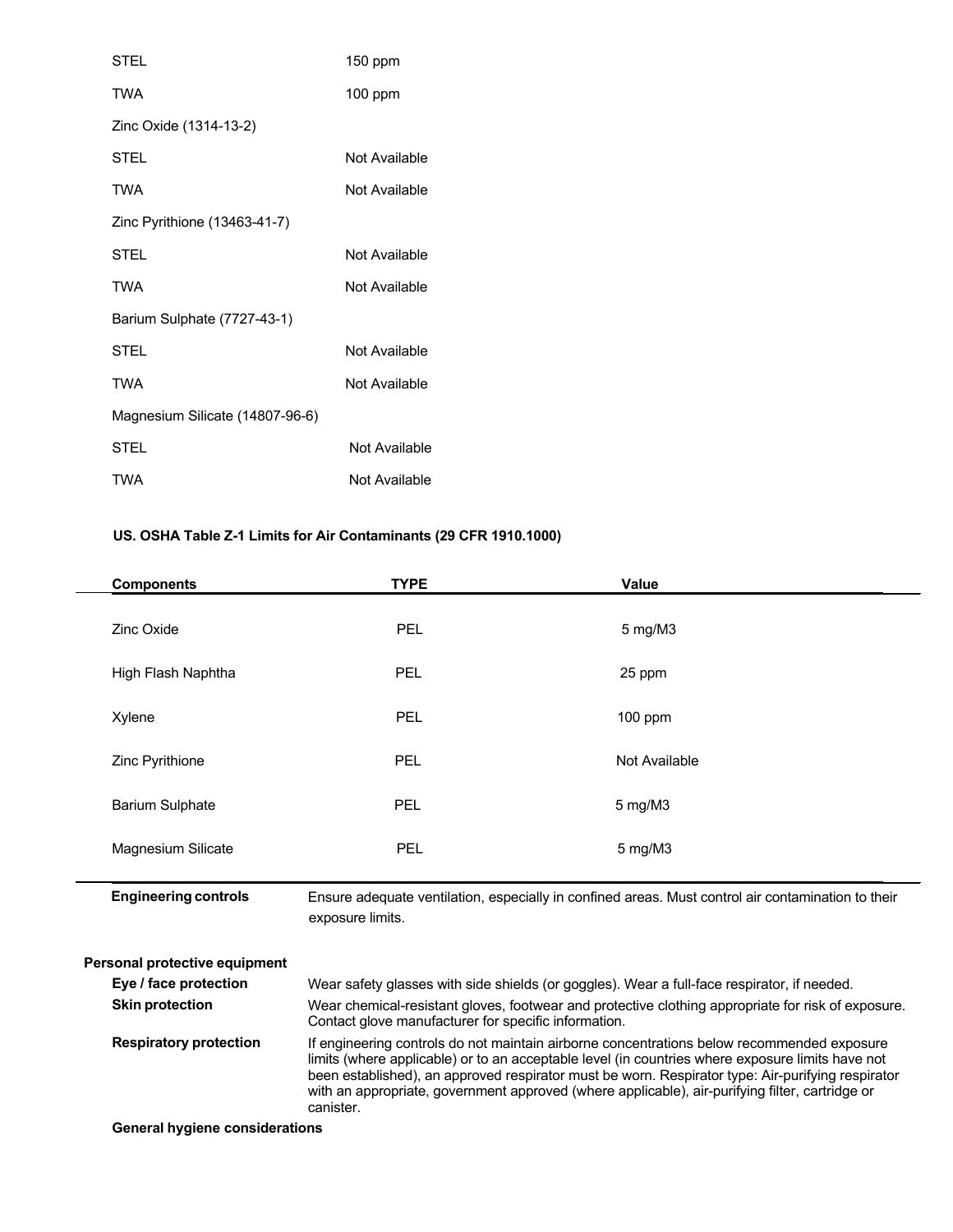| | |
|---|---|
| STEL | 150 ppm |
| TWA | 100 ppm |
| Zinc Oxide (1314-13-2) | |
| STEL | Not Available |
| TWA | Not Available |
| Zinc Pyrithione (13463-41-7) | |
| STEL | Not Available |
| TWA | Not Available |
| Barium Sulphate (7727-43-1) | |
| STEL | Not Available |
| TWA | Not Available |
| Magnesium Silicate (14807-96-6) | |
| STEL | Not Available |
| TWA | Not Available |

**US. OSHA Table Z-1 Limits for Air Contaminants (29 CFR 1910.1000)**

| Components | TYPE | Value |
|---|---|---|
| Zinc Oxide | PEL | 5 mg/M3 |
| High Flash Naphtha | PEL | 25 ppm |
| Xylene | PEL | 100 ppm |
| Zinc Pyrithione | PEL | Not Available |
| Barium Sulphate | PEL | 5 mg/M3 |
| Magnesium Silicate | PEL | 5 mg/M3 |

**Engineering controls** Ensure adequate ventilation, especially in confined areas. Must control air contamination to their exposure limits.

**Personal protective equipment**

**Eye / face protection** Wear safety glasses with side shields (or goggles). Wear a full-face respirator, if needed.

**Skin protection** Wear chemical-resistant gloves, footwear and protective clothing appropriate for risk of exposure. Contact glove manufacturer for specific information.

**Respiratory protection** If engineering controls do not maintain airborne concentrations below recommended exposure limits (where applicable) or to an acceptable level (in countries where exposure limits have not been established), an approved respirator must be worn. Respirator type: Air-purifying respirator with an appropriate, government approved (where applicable), air-purifying filter, cartridge or canister.

**General hygiene considerations**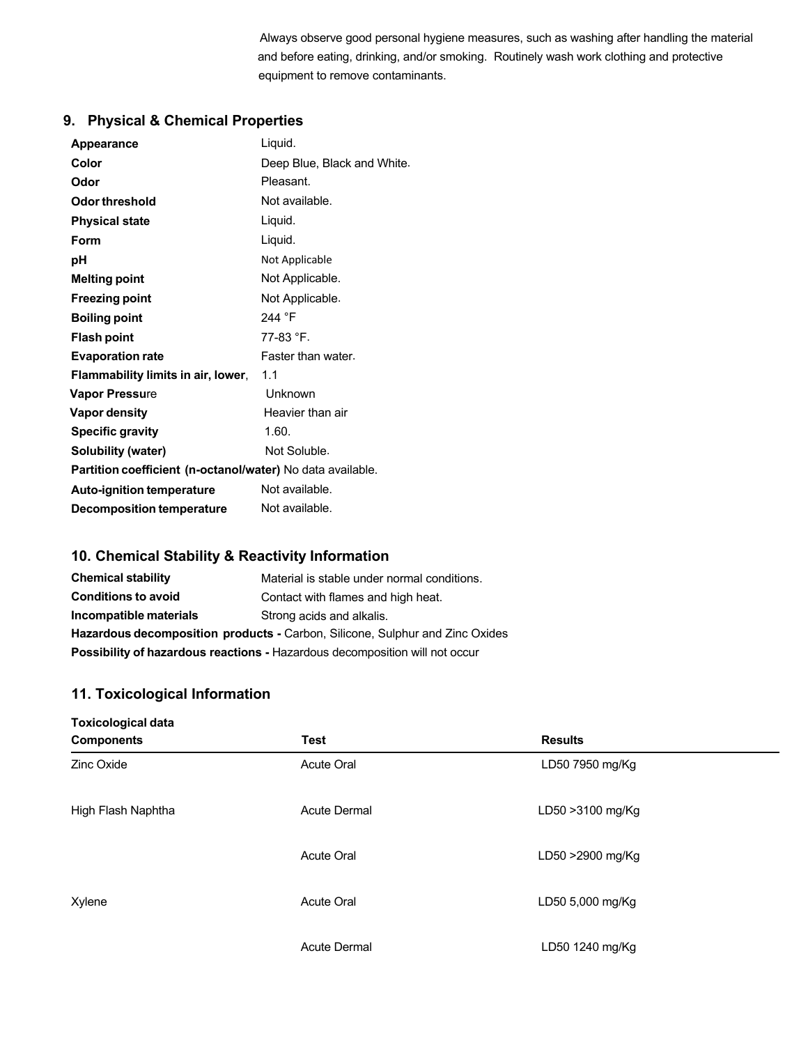Always observe good personal hygiene measures, such as washing after handling the material and before eating, drinking, and/or smoking. Routinely wash work clothing and protective equipment to remove contaminants.

## 9. Physical & Chemical Properties

| | |
|---|---|
| **Appearance** | Liquid. |
| **Color** | Deep Blue, Black and White. |
| **Odor** | Pleasant. |
| **Odor threshold** | Not available. |
| **Physical state** | Liquid. |
| **Form** | Liquid. |
| **pH** | Not Applicable |
| **Melting point** | Not Applicable. |
| **Freezing point** | Not Applicable. |
| **Boiling point** | 244 °F |
| **Flash point** | 77-83 °F. |
| **Evaporation rate** | Faster than water. |
| **Flammability limits in air, lower**, | 1.1 |
| **Vapor Pressure** | Unknown |
| **Vapor density** | Heavier than air |
| **Specific gravity** | 1.60. |
| **Solubility (water)** | Not Soluble. |
| **Partition coefficient (n-octanol/water)** | No data available. |
| **Auto-ignition temperature** | Not available. |
| **Decomposition temperature** | Not available. |

## 10. Chemical Stability & Reactivity Information

| | |
|---|---|
| **Chemical stability** | Material is stable under normal conditions. |
| **Conditions to avoid** | Contact with flames and high heat. |
| **Incompatible materials** | Strong acids and alkalis. |

**Hazardous decomposition products -** Carbon, Silicone, Sulphur and Zinc Oxides

**Possibility of hazardous reactions -** Hazardous decomposition will not occur

## 11. Toxicological Information

**Toxicological data**

| Components | Test | Results |
|---|---|---|
| Zinc Oxide | Acute Oral | LD50 7950 mg/Kg |
| High Flash Naphtha | Acute Dermal | LD50 >3100 mg/Kg |
| | Acute Oral | LD50 >2900 mg/Kg |
| Xylene | Acute Oral | LD50 5,000 mg/Kg |
| | Acute Dermal | LD50 1240 mg/Kg |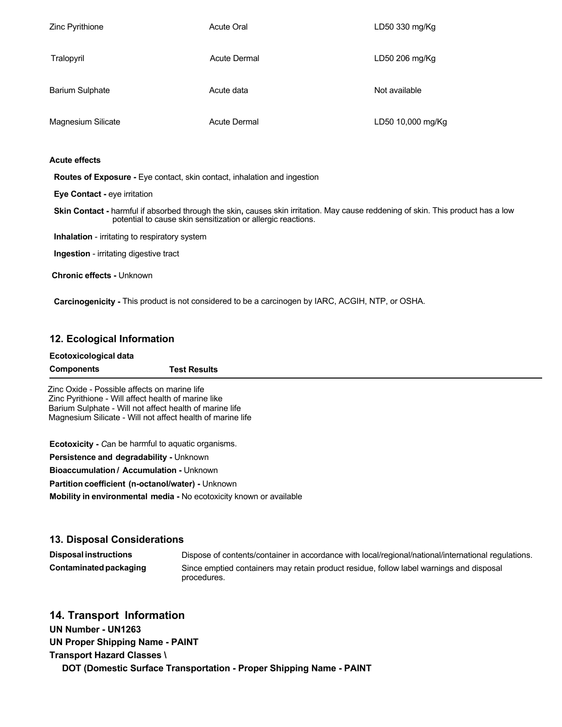| | | |
|---|---|---|
| Zinc Pyrithione | Acute Oral | LD50 330 mg/Kg |
| Tralopyril | Acute Dermal | LD50 206 mg/Kg |
| Barium Sulphate | Acute data | Not available |
| Magnesium Silicate | Acute Dermal | LD50 10,000 mg/Kg |

**Acute effects**

**Routes of Exposure -** Eye contact, skin contact, inhalation and ingestion

**Eye Contact -** eye irritation

**Skin Contact -** harmful if absorbed through the skin**,** causes skin irritation. May cause reddening of skin. This product has a low potential to cause skin sensitization or allergic reactions.

**Inhalation** - irritating to respiratory system

**Ingestion** - irritating digestive tract

**Chronic effects -** Unknown

**Carcinogenicity -** This product is not considered to be a carcinogen by IARC, ACGIH, NTP, or OSHA.

## 12. Ecological Information

**Ecotoxicological data**

| Components | Test Results |
|---|---|

Zinc Oxide - Possible affects on marine life
Zinc Pyrithione - Will affect health of marine like
Barium Sulphate - Will not affect health of marine life
Magnesium Silicate - Will not affect health of marine life

**Ecotoxicity -** *C*an be harmful to aquatic organisms.

**Persistence and degradability -** Unknown

**Bioaccumulation / Accumulation -** Unknown

**Partition coefficient (n-octanol/water) -** Unknown

**Mobility in environmental media -** No ecotoxicity known or available

## 13. Disposal Considerations

| | |
|---|---|
| **Disposal instructions** | Dispose of contents/container in accordance with local/regional/national/international regulations. |
| **Contaminated packaging** | Since emptied containers may retain product residue, follow label warnings and disposal procedures. |

## 14. Transport Information

**UN Number - UN1263**

**UN Proper Shipping Name - PAINT**

**Transport Hazard Classes \**

**DOT (Domestic Surface Transportation - Proper Shipping Name - PAINT**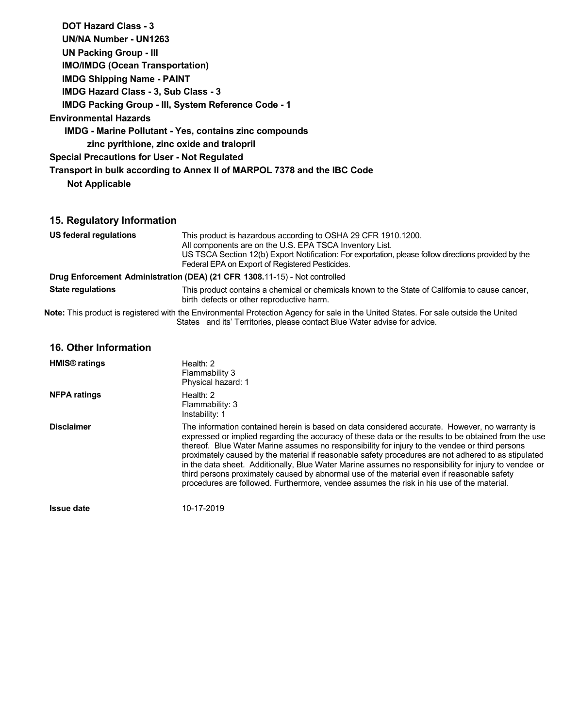**DOT Hazard Class - 3**

**UN/NA Number - UN1263**

**UN Packing Group - III**

**IMO/IMDG (Ocean Transportation)**

**IMDG Shipping Name - PAINT**

**IMDG Hazard Class - 3, Sub Class - 3**

**IMDG Packing Group - III, System Reference Code - 1**

**Environmental Hazards**

**IMDG - Marine Pollutant - Yes, contains zinc compounds zinc pyrithione, zinc oxide and tralopril**

**Special Precautions for User - Not Regulated**

**Transport in bulk according to Annex II of MARPOL 7378 and the IBC Code**

**Not Applicable**

## 15. Regulatory Information

**US federal regulations**

This product is hazardous according to OSHA 29 CFR 1910.1200.
All components are on the U.S. EPA TSCA Inventory List.
US TSCA Section 12(b) Export Notification: For exportation, please follow directions provided by the Federal EPA on Export of Registered Pesticides.

**Drug Enforcement Administration (DEA) (21 CFR 1308.**11-15) - Not controlled

**State regulations**

This product contains a chemical or chemicals known to the State of California to cause cancer, birth defects or other reproductive harm.

**Note:** This product is registered with the Environmental Protection Agency for sale in the United States. For sale outside the United States and its' Territories, please contact Blue Water advise for advice.

## 16. Other Information

**HMIS® ratings**

Health: 2
Flammability 3
Physical hazard: 1

**NFPA ratings**

Health: 2
Flammability: 3
Instability: 1

**Disclaimer**

The information contained herein is based on data considered accurate. However, no warranty is expressed or implied regarding the accuracy of these data or the results to be obtained from the use thereof. Blue Water Marine assumes no responsibility for injury to the vendee or third persons proximately caused by the material if reasonable safety procedures are not adhered to as stipulated in the data sheet. Additionally, Blue Water Marine assumes no responsibility for injury to vendee or third persons proximately caused by abnormal use of the material even if reasonable safety procedures are followed. Furthermore, vendee assumes the risk in his use of the material.

**Issue date**

10-17-2019